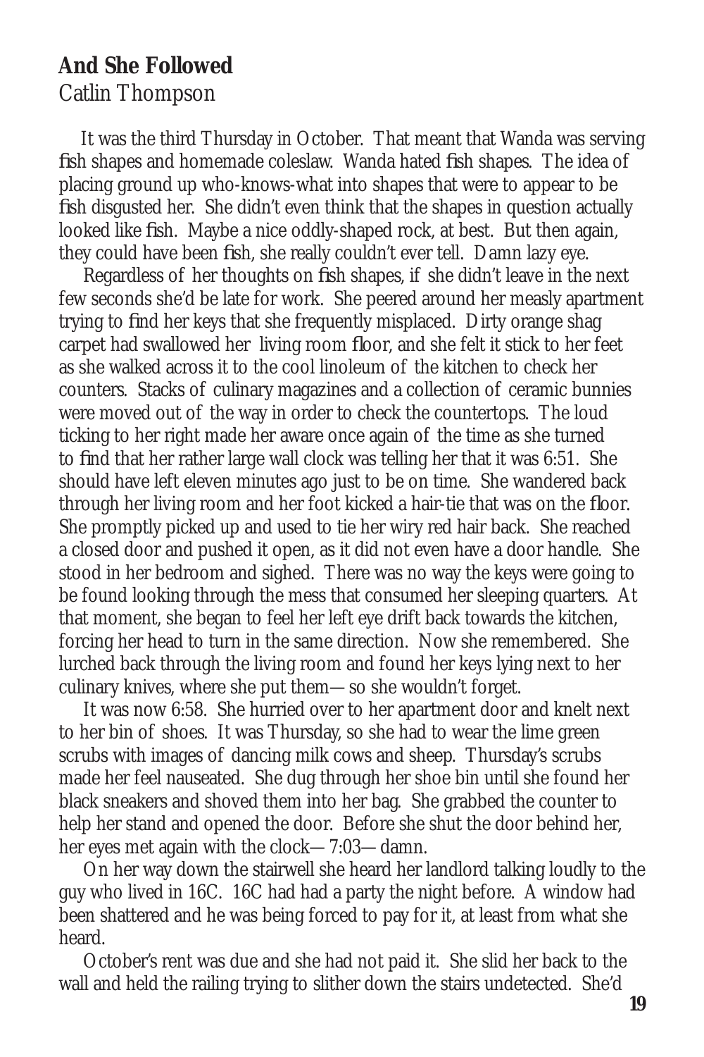## And She Followed

Catlin Thompson

It was the third Thursday in October. That meant that Wanda was serving fish shapes and homemade coleslaw. Wanda hated fish shapes. The idea of placing ground up who-knows-what into shapes that were to appear to be fish disgusted her. She didn't even think that the shapes in question actually looked like fish. Maybe a nice oddly-shaped rock, at best. But then again, they could have been fish, she really couldn't ever tell. Damn lazy eye.

Regardless of her thoughts on fish shapes, if she didn't leave in the next few seconds she'd be late for work. She peered around her measly apartment trying to find her keys that she frequently misplaced. Dirty orange shag carpet had swallowed her living room floor, and she felt it stick to her feet as she walked across it to the cool linoleum of the kitchen to check her counters. Stacks of culinary magazines and a collection of ceramic bunnies were moved out of the way in order to check the countertops. The loud ticking to her right made her aware once again of the time as she turned to find that her rather large wall clock was telling her that it was 6:51. She should have left eleven minutes ago just to be on time. She wandered back through her living room and her foot kicked a hair-tie that was on the floor. She promptly picked up and used to tie her wiry red hair back. She reached a closed door and pushed it open, as it did not even have a door handle. She stood in her bedroom and sighed. There was no way the keys were going to be found looking through the mess that consumed her sleeping quarters. At that moment, she began to feel her left eye drift back towards the kitchen, forcing her head to turn in the same direction. Now she remembered. She lurched back through the living room and found her keys lying next to her culinary knives, where she put them—so she wouldn't forget.

It was now 6:58. She hurried over to her apartment door and knelt next to her bin of shoes. It was Thursday, so she had to wear the lime green scrubs with images of dancing milk cows and sheep. Thursday's scrubs made her feel nauseated. She dug through her shoe bin until she found her black sneakers and shoved them into her bag. She grabbed the counter to help her stand and opened the door. Before she shut the door behind her, her eyes met again with the clock—7:03—damn.

On her way down the stairwell she heard her landlord talking loudly to the guy who lived in 16C. 16C had had a party the night before. A window had been shattered and he was being forced to pay for it, at least from what she heard.

October's rent was due and she had not paid it. She slid her back to the wall and held the railing trying to slither down the stairs undetected. She'd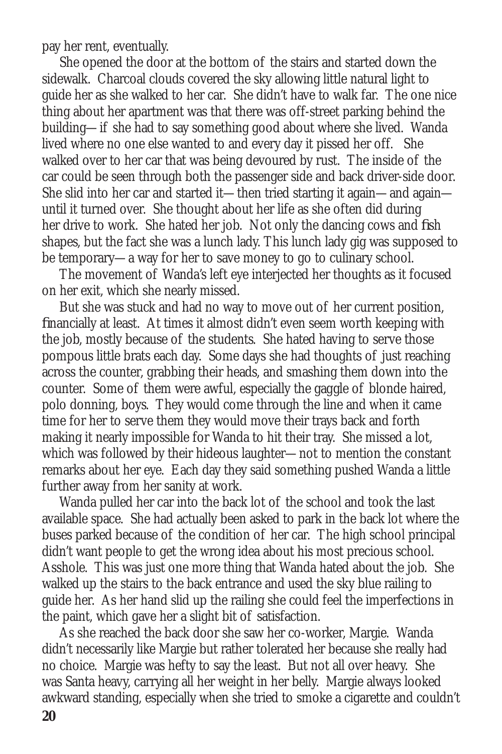pay her rent, eventually.

She opened the door at the bottom of the stairs and started down the sidewalk. Charcoal clouds covered the sky allowing little natural light to guide her as she walked to her car. She didn't have to walk far. The one nice thing about her apartment was that there was off-street parking behind the building—if she had to say something good about where she lived. Wanda lived where no one else wanted to and every day it pissed her off. She walked over to her car that was being devoured by rust. The inside of the car could be seen through both the passenger side and back driver-side door. She slid into her car and started it—then tried starting it again—and again—until it turned over. She thought about her life as she often did during her drive to work. She hated her job. Not only the dancing cows and fish shapes, but the fact she was a lunch lady. This lunch lady gig was supposed to be temporary—a way for her to save money to go to culinary school.

The movement of Wanda's left eye interjected her thoughts as it focused on her exit, which she nearly missed.

But she was stuck and had no way to move out of her current position, financially at least. At times it almost didn't even seem worth keeping with the job, mostly because of the students. She hated having to serve those pompous little brats each day. Some days she had thoughts of just reaching across the counter, grabbing their heads, and smashing them down into the counter. Some of them were awful, especially the gaggle of blonde haired, polo donning, boys. They would come through the line and when it came time for her to serve them they would move their trays back and forth making it nearly impossible for Wanda to hit their tray. She missed a lot, which was followed by their hideous laughter—not to mention the constant remarks about her eye. Each day they said something pushed Wanda a little further away from her sanity at work.

Wanda pulled her car into the back lot of the school and took the last available space. She had actually been asked to park in the back lot where the buses parked because of the condition of her car. The high school principal didn't want people to get the wrong idea about his most precious school. Asshole. This was just one more thing that Wanda hated about the job. She walked up the stairs to the back entrance and used the sky blue railing to guide her. As her hand slid up the railing she could feel the imperfections in the paint, which gave her a slight bit of satisfaction.

As she reached the back door she saw her co-worker, Margie. Wanda didn't necessarily like Margie but rather tolerated her because she really had no choice. Margie was hefty to say the least. But not all over heavy. She was Santa heavy, carrying all her weight in her belly. Margie always looked awkward standing, especially when she tried to smoke a cigarette and couldn't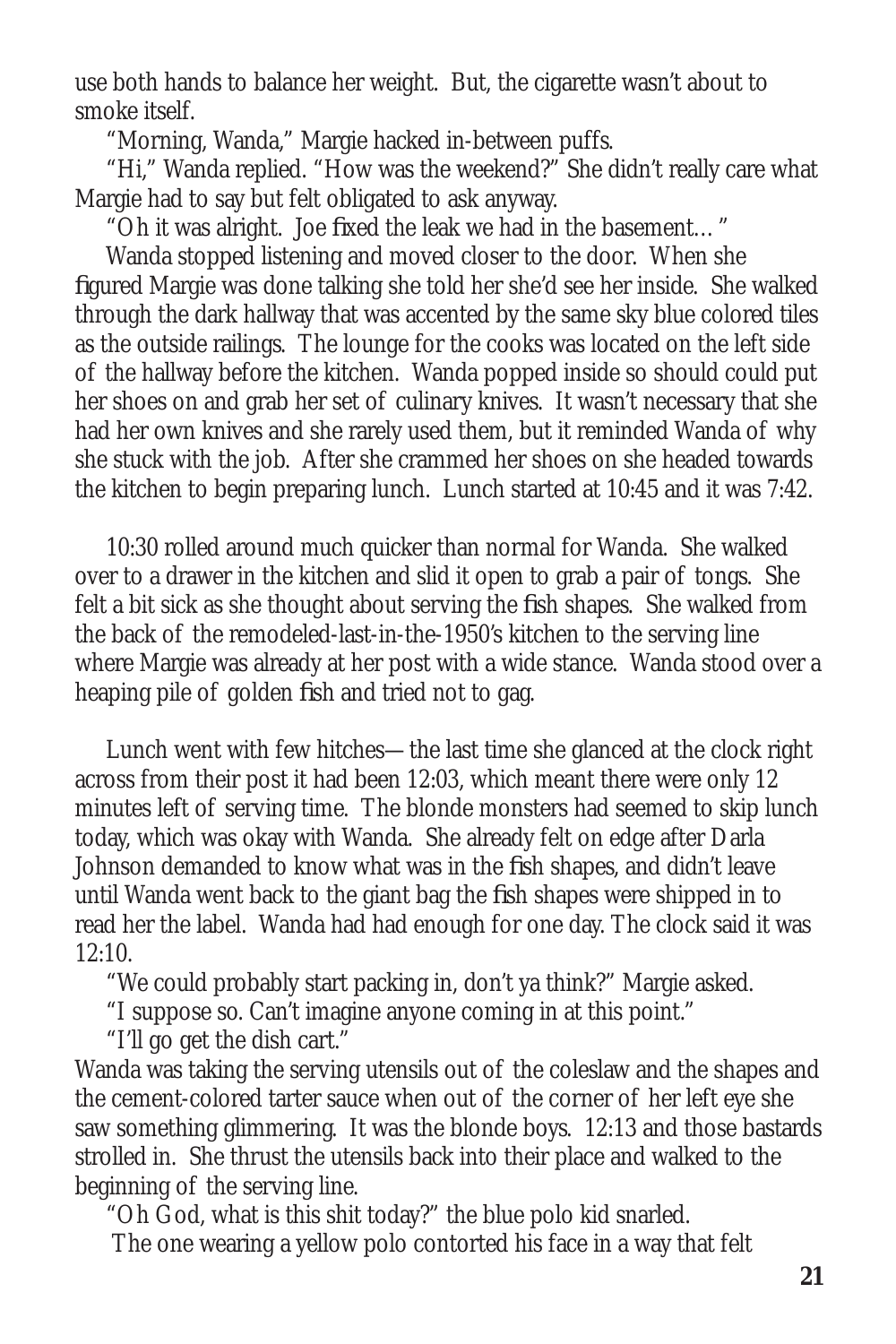use both hands to balance her weight. But, the cigarette wasn't about to smoke itself.

"Morning, Wanda," Margie hacked in-between puffs.

"Hi," Wanda replied. "How was the weekend?" She didn't really care what Margie had to say but felt obligated to ask anyway.

"Oh it was alright. Joe fixed the leak we had in the basement… "

Wanda stopped listening and moved closer to the door. When she figured Margie was done talking she told her she'd see her inside. She walked through the dark hallway that was accented by the same sky blue colored tiles as the outside railings. The lounge for the cooks was located on the left side of the hallway before the kitchen. Wanda popped inside so should could put her shoes on and grab her set of culinary knives. It wasn't necessary that she had her own knives and she rarely used them, but it reminded Wanda of why she stuck with the job. After she crammed her shoes on she headed towards the kitchen to begin preparing lunch. Lunch started at 10:45 and it was 7:42.

10:30 rolled around much quicker than normal for Wanda. She walked over to a drawer in the kitchen and slid it open to grab a pair of tongs. She felt a bit sick as she thought about serving the fish shapes. She walked from the back of the remodeled-last-in-the-1950's kitchen to the serving line where Margie was already at her post with a wide stance. Wanda stood over a heaping pile of golden fish and tried not to gag.

Lunch went with few hitches—the last time she glanced at the clock right across from their post it had been 12:03, which meant there were only 12 minutes left of serving time. The blonde monsters had seemed to skip lunch today, which was okay with Wanda. She already felt on edge after Darla Johnson demanded to know what was in the fish shapes, and didn't leave until Wanda went back to the giant bag the fish shapes were shipped in to read her the label. Wanda had had enough for one day. The clock said it was 12:10.

"We could probably start packing in, don't ya think?" Margie asked.

"I suppose so. Can't imagine anyone coming in at this point."

"I'll go get the dish cart."

Wanda was taking the serving utensils out of the coleslaw and the shapes and the cement-colored tarter sauce when out of the corner of her left eye she saw something glimmering. It was the blonde boys. 12:13 and those bastards strolled in. She thrust the utensils back into their place and walked to the beginning of the serving line.

"Oh God, what is this shit today?" the blue polo kid snarled.

The one wearing a yellow polo contorted his face in a way that felt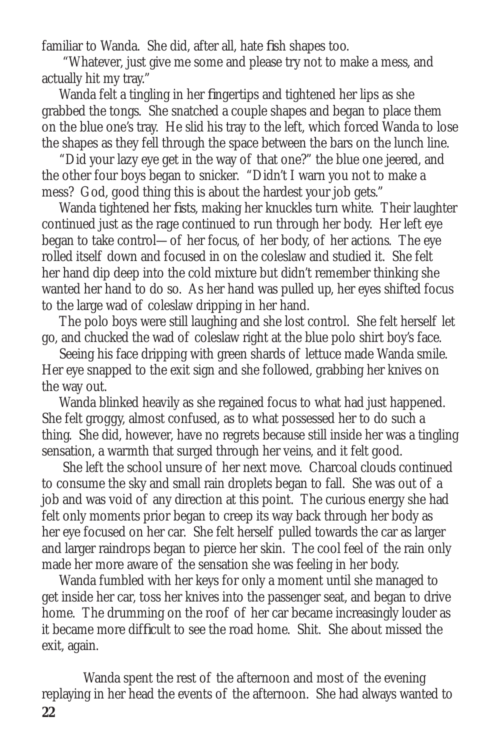familiar to Wanda. She did, after all, hate fish shapes too.

"Whatever, just give me some and please try not to make a mess, and actually hit my tray."

Wanda felt a tingling in her fingertips and tightened her lips as she grabbed the tongs. She snatched a couple shapes and began to place them on the blue one's tray. He slid his tray to the left, which forced Wanda to lose the shapes as they fell through the space between the bars on the lunch line.

"Did your lazy eye get in the way of that one?" the blue one jeered, and the other four boys began to snicker. "Didn't I warn you not to make a mess? God, good thing this is about the hardest your job gets."

Wanda tightened her fists, making her knuckles turn white. Their laughter continued just as the rage continued to run through her body. Her left eye began to take control—of her focus, of her body, of her actions. The eye rolled itself down and focused in on the coleslaw and studied it. She felt her hand dip deep into the cold mixture but didn't remember thinking she wanted her hand to do so. As her hand was pulled up, her eyes shifted focus to the large wad of coleslaw dripping in her hand.

The polo boys were still laughing and she lost control. She felt herself let go, and chucked the wad of coleslaw right at the blue polo shirt boy's face.

Seeing his face dripping with green shards of lettuce made Wanda smile. Her eye snapped to the exit sign and she followed, grabbing her knives on the way out.

Wanda blinked heavily as she regained focus to what had just happened. She felt groggy, almost confused, as to what possessed her to do such a thing. She did, however, have no regrets because still inside her was a tingling sensation, a warmth that surged through her veins, and it felt good.

She left the school unsure of her next move. Charcoal clouds continued to consume the sky and small rain droplets began to fall. She was out of a job and was void of any direction at this point. The curious energy she had felt only moments prior began to creep its way back through her body as her eye focused on her car. She felt herself pulled towards the car as larger and larger raindrops began to pierce her skin. The cool feel of the rain only made her more aware of the sensation she was feeling in her body.

Wanda fumbled with her keys for only a moment until she managed to get inside her car, toss her knives into the passenger seat, and began to drive home. The drumming on the roof of her car became increasingly louder as it became more difficult to see the road home. Shit. She about missed the exit, again.

Wanda spent the rest of the afternoon and most of the evening replaying in her head the events of the afternoon. She had always wanted to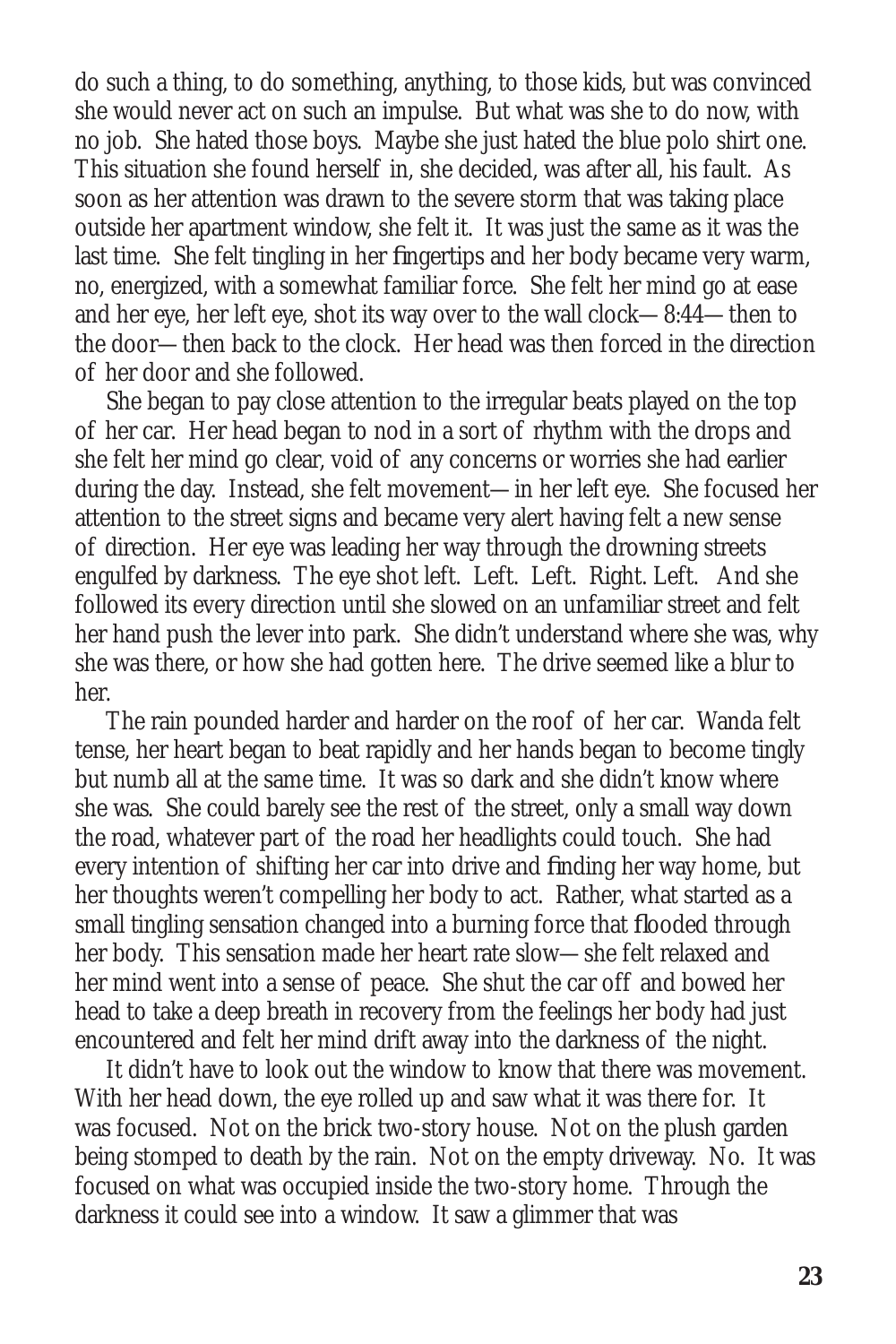do such a thing, to do something, anything, to those kids, but was convinced she would never act on such an impulse. But what was she to do now, with no job. She hated those boys. Maybe she just hated the blue polo shirt one. This situation she found herself in, she decided, was after all, his fault. As soon as her attention was drawn to the severe storm that was taking place outside her apartment window, she felt it. It was just the same as it was the last time. She felt tingling in her fingertips and her body became very warm, no, energized, with a somewhat familiar force. She felt her mind go at ease and her eye, her left eye, shot its way over to the wall clock—8:44—then to the door—then back to the clock. Her head was then forced in the direction of her door and she followed.

She began to pay close attention to the irregular beats played on the top of her car. Her head began to nod in a sort of rhythm with the drops and she felt her mind go clear, void of any concerns or worries she had earlier during the day. Instead, she felt movement—in her left eye. She focused her attention to the street signs and became very alert having felt a new sense of direction. Her eye was leading her way through the drowning streets engulfed by darkness. The eye shot left. Left. Left. Right. Left. And she followed its every direction until she slowed on an unfamiliar street and felt her hand push the lever into park. She didn't understand where she was, why she was there, or how she had gotten here. The drive seemed like a blur to her.

The rain pounded harder and harder on the roof of her car. Wanda felt tense, her heart began to beat rapidly and her hands began to become tingly but numb all at the same time. It was so dark and she didn't know where she was. She could barely see the rest of the street, only a small way down the road, whatever part of the road her headlights could touch. She had every intention of shifting her car into drive and finding her way home, but her thoughts weren't compelling her body to act. Rather, what started as a small tingling sensation changed into a burning force that flooded through her body. This sensation made her heart rate slow—she felt relaxed and her mind went into a sense of peace. She shut the car off and bowed her head to take a deep breath in recovery from the feelings her body had just encountered and felt her mind drift away into the darkness of the night.

It didn't have to look out the window to know that there was movement. With her head down, the eye rolled up and saw what it was there for. It was focused. Not on the brick two-story house. Not on the plush garden being stomped to death by the rain. Not on the empty driveway. No. It was focused on what was occupied inside the two-story home. Through the darkness it could see into a window. It saw a glimmer that was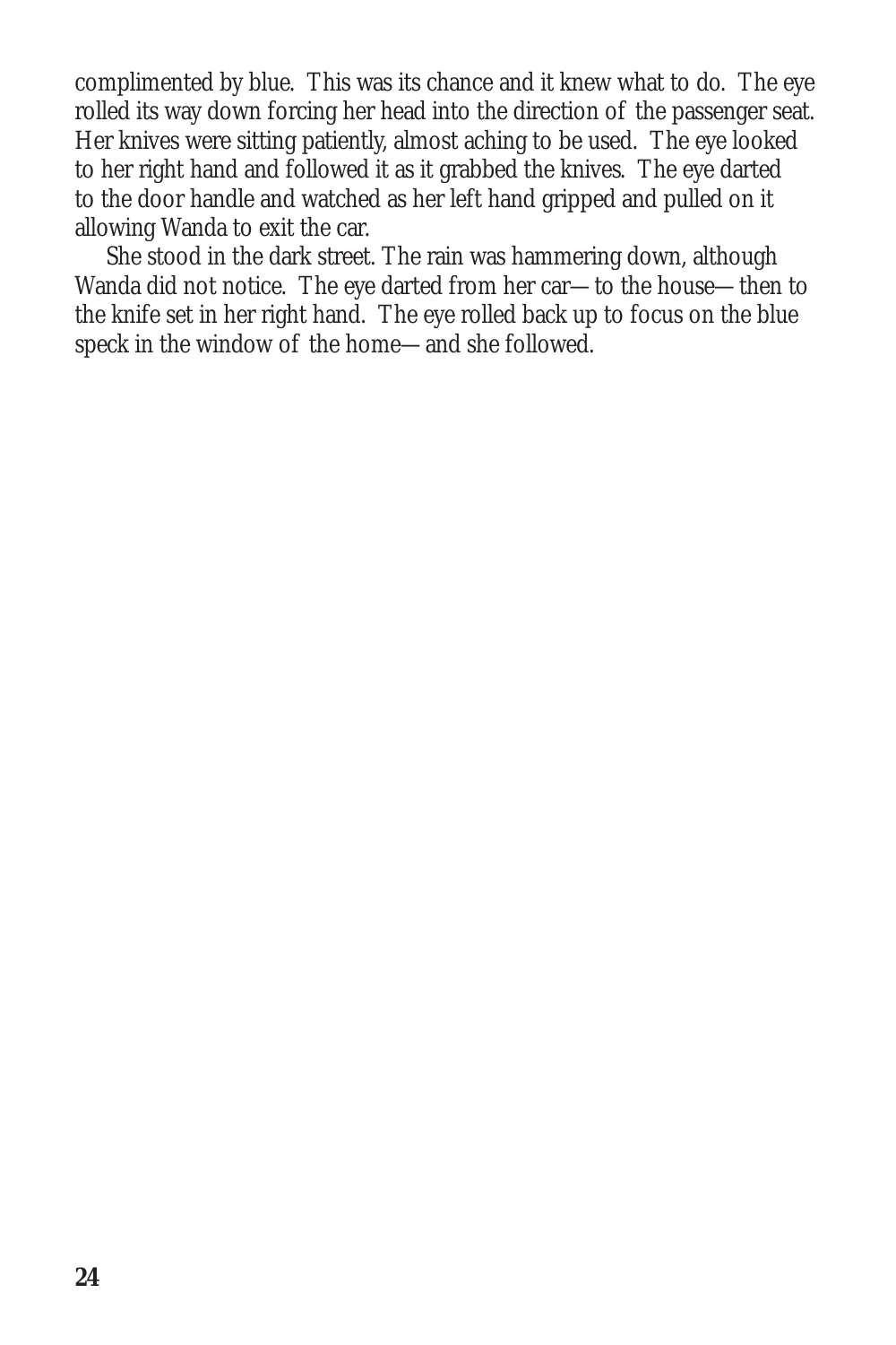complimented by blue. This was its chance and it knew what to do. The eye rolled its way down forcing her head into the direction of the passenger seat. Her knives were sitting patiently, almost aching to be used. The eye looked to her right hand and followed it as it grabbed the knives. The eye darted to the door handle and watched as her left hand gripped and pulled on it allowing Wanda to exit the car.

She stood in the dark street. The rain was hammering down, although Wanda did not notice. The eye darted from her car—to the house—then to the knife set in her right hand. The eye rolled back up to focus on the blue speck in the window of the home—and she followed.